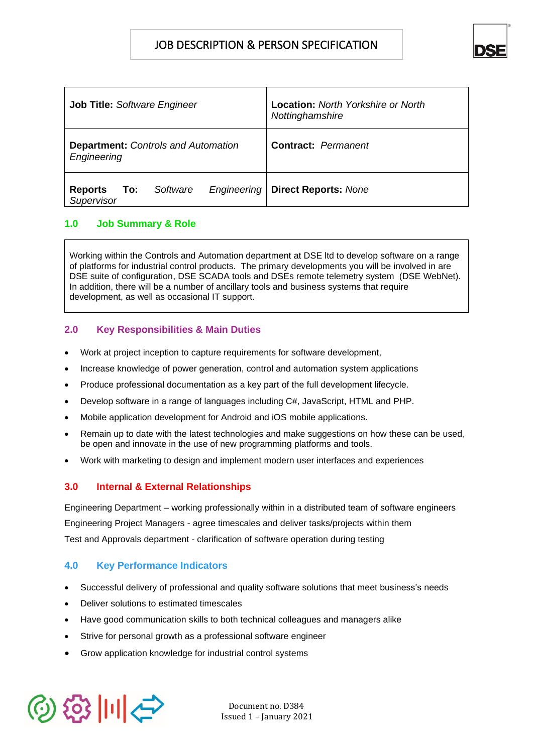# JOB DESCRIPTION & PERSON SPECIFICATION

| **Job Title:** *Software Engineer* | **Location:** *North Yorkshire or North Nottinghamshire* |
|---|---|
| **Department:** *Controls and Automation Engineering* | **Contract:** *Permanent* |
| **Reports To:** *Software Engineering Supervisor* | **Direct Reports:** *None* |

## 1.0 Job Summary & Role

Working within the Controls and Automation department at DSE ltd to develop software on a range of platforms for industrial control products. The primary developments you will be involved in are DSE suite of configuration, DSE SCADA tools and DSEs remote telemetry system (DSE WebNet). In addition, there will be a number of ancillary tools and business systems that require development, as well as occasional IT support.

## 2.0 Key Responsibilities & Main Duties

- Work at project inception to capture requirements for software development,
- Increase knowledge of power generation, control and automation system applications
- Produce professional documentation as a key part of the full development lifecycle.
- Develop software in a range of languages including C#, JavaScript, HTML and PHP.
- Mobile application development for Android and iOS mobile applications.
- Remain up to date with the latest technologies and make suggestions on how these can be used, be open and innovate in the use of new programming platforms and tools.
- Work with marketing to design and implement modern user interfaces and experiences

## 3.0 Internal & External Relationships

Engineering Department – working professionally within in a distributed team of software engineers

Engineering Project Managers - agree timescales and deliver tasks/projects within them

Test and Approvals department - clarification of software operation during testing

## 4.0 Key Performance Indicators

- Successful delivery of professional and quality software solutions that meet business's needs
- Deliver solutions to estimated timescales
- Have good communication skills to both technical colleagues and managers alike
- Strive for personal growth as a professional software engineer
- Grow application knowledge for industrial control systems

Document no. D384
Issued 1 – January 2021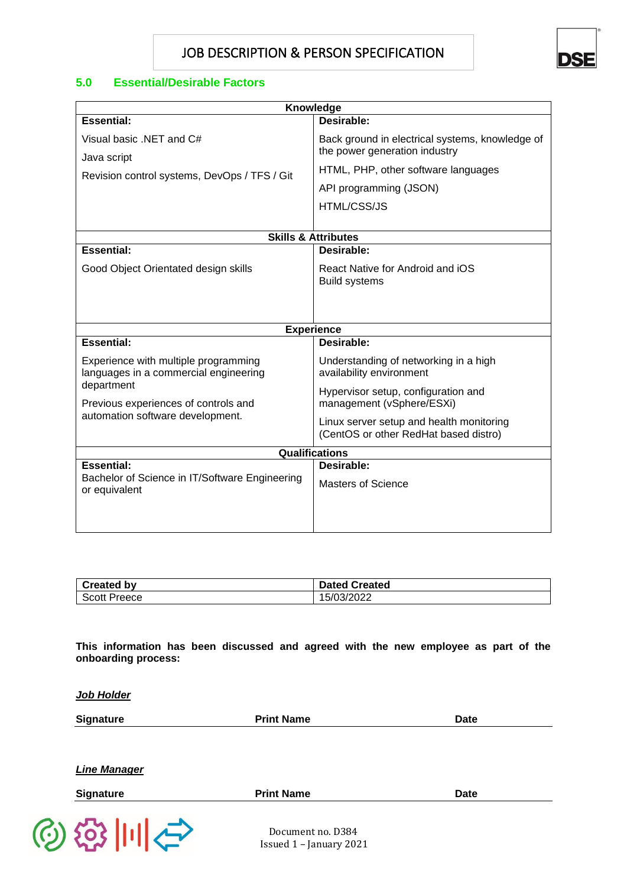## 5.0 Essential/Desirable Factors

| Knowledge | |
|---|---|
| **Essential:** | **Desirable:** |
| Visual basic .NET and C#<br>Java script<br>Revision control systems, DevOps / TFS / Git | Back ground in electrical systems, knowledge of the power generation industry<br>HTML, PHP, other software languages<br>API programming (JSON)<br>HTML/CSS/JS |
| **Skills & Attributes** | |
| **Essential:** | **Desirable:** |
| Good Object Orientated design skills | React Native for Android and iOS<br>Build systems |
| **Experience** | |
| **Essential:** | **Desirable:** |
| Experience with multiple programming languages in a commercial engineering department<br>Previous experiences of controls and automation software development. | Understanding of networking in a high availability environment<br>Hypervisor setup, configuration and management (vSphere/ESXi)<br>Linux server setup and health monitoring (CentOS or other RedHat based distro) |
| **Qualifications** | |
| **Essential:** | **Desirable:** |
| Bachelor of Science in IT/Software Engineering or equivalent | Masters of Science |

| Created by | Dated Created |
|---|---|
| Scott Preece | 15/03/2022 |

**This information has been discussed and agreed with the new employee as part of the onboarding process:**

***Job Holder***

**Signature** **Print Name** **Date**

***Line Manager***

**Signature** **Print Name** **Date**

Document no. D384
Issued 1 – January 2021